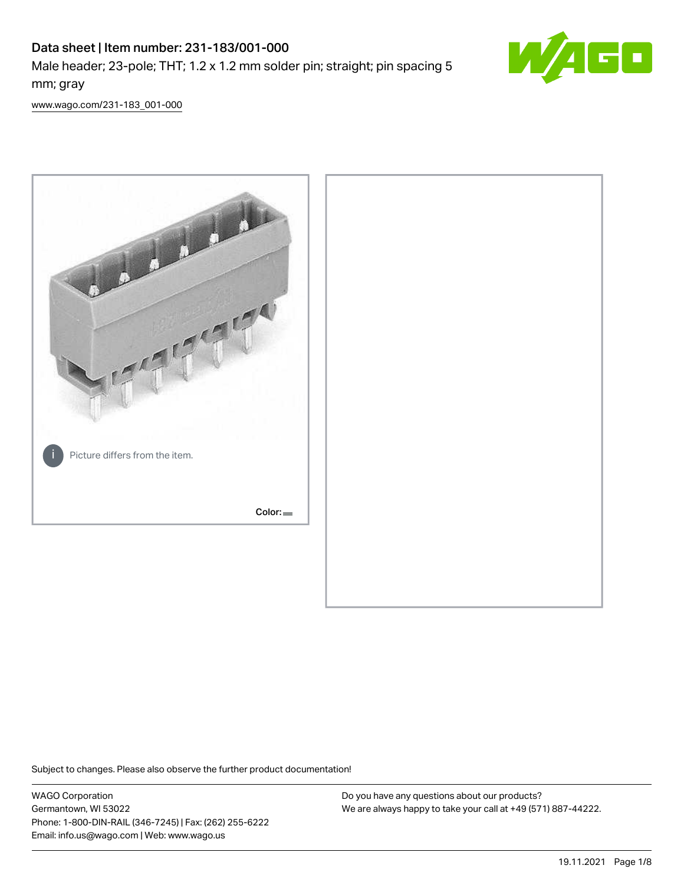# Data sheet | Item number: 231-183/001-000

Male header; 23-pole; THT; 1.2 x 1.2 mm solder pin; straight; pin spacing 5 mm; gray

www.wago.com/231-183_001-000

Picture differs from the item.

Color:

Subject to changes. Please also observe the further product documentation!

WAGO Corporation
Germantown, WI 53022
Phone: 1-800-DIN-RAIL (346-7245) | Fax: (262) 255-6222
Email: info.us@wago.com | Web: www.wago.us

Do you have any questions about our products?
We are always happy to take your call at +49 (571) 887-44222.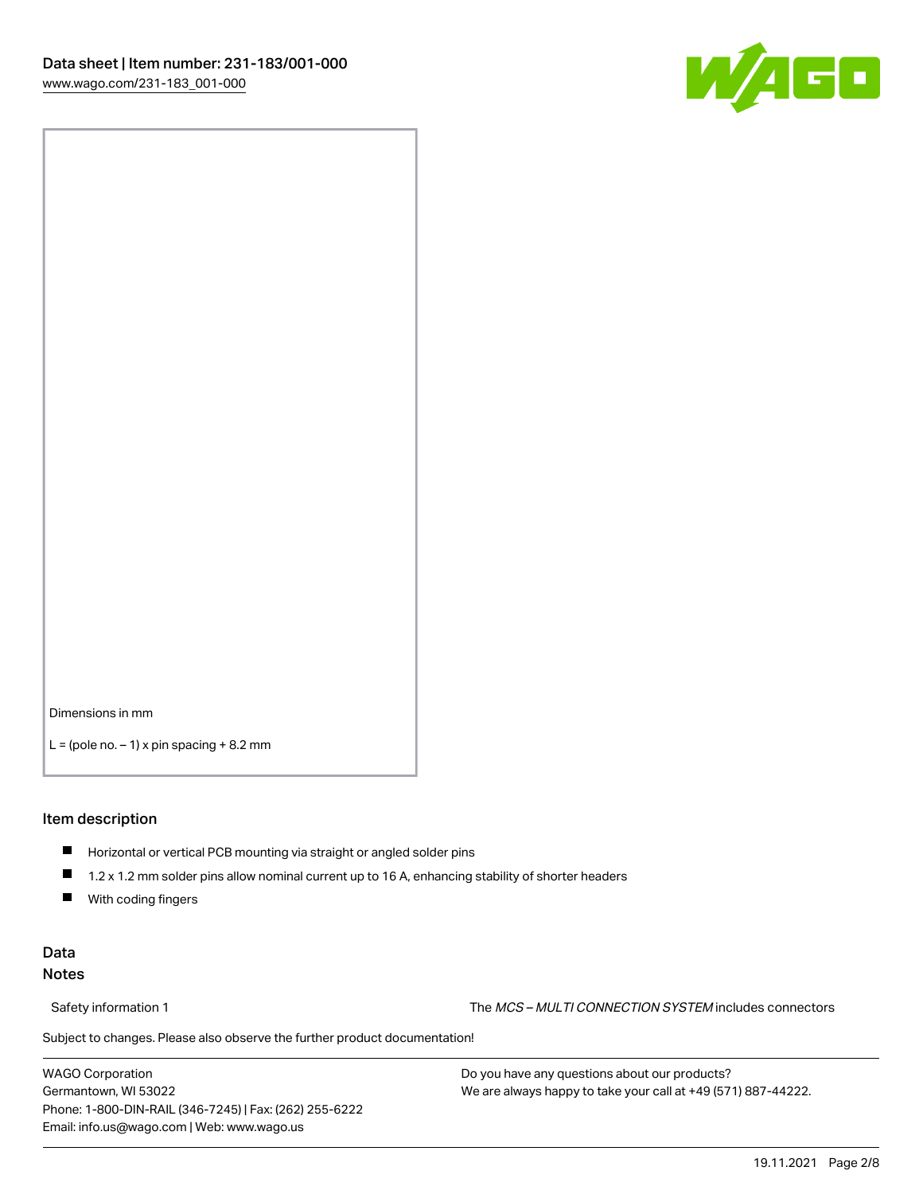Dimensions in mm

L = (pole no. – 1) x pin spacing + 8.2 mm

## Item description

- Horizontal or vertical PCB mounting via straight or angled solder pins
- 1.2 x 1.2 mm solder pins allow nominal current up to 16 A, enhancing stability of shorter headers
- With coding fingers

## Data
### Notes

Safety information 1 The *MCS – MULTI CONNECTION SYSTEM* includes connectors

Subject to changes. Please also observe the further product documentation!

WAGO Corporation
Germantown, WI 53022
Phone: 1-800-DIN-RAIL (346-7245) | Fax: (262) 255-6222
Email: info.us@wago.com | Web: www.wago.us

Do you have any questions about our products?
We are always happy to take your call at +49 (571) 887-44222.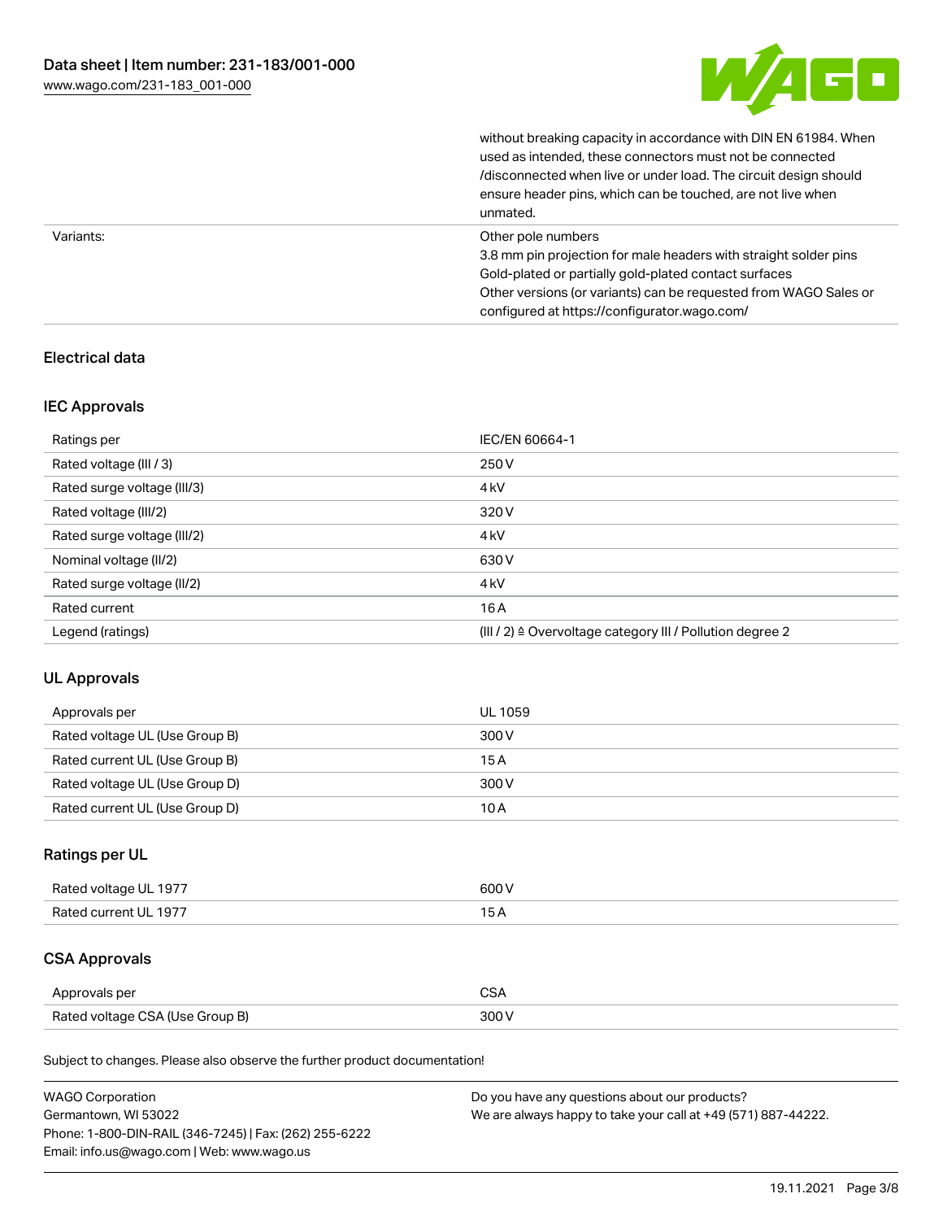| | |
|---|---|
| | without breaking capacity in accordance with DIN EN 61984. When used as intended, these connectors must not be connected /disconnected when live or under load. The circuit design should ensure header pins, which can be touched, are not live when unmated. |
| Variants: | Other pole numbers<br>3.8 mm pin projection for male headers with straight solder pins<br>Gold-plated or partially gold-plated contact surfaces<br>Other versions (or variants) can be requested from WAGO Sales or configured at https://configurator.wago.com/ |

## Electrical data

### IEC Approvals

| Ratings per | IEC/EN 60664-1 |
|---|---|
| Rated voltage (III / 3) | 250 V |
| Rated surge voltage (III/3) | 4 kV |
| Rated voltage (III/2) | 320 V |
| Rated surge voltage (III/2) | 4 kV |
| Nominal voltage (II/2) | 630 V |
| Rated surge voltage (II/2) | 4 kV |
| Rated current | 16 A |
| Legend (ratings) | (III / 2) ≙ Overvoltage category III / Pollution degree 2 |

### UL Approvals

| Approvals per | UL 1059 |
|---|---|
| Rated voltage UL (Use Group B) | 300 V |
| Rated current UL (Use Group B) | 15 A |
| Rated voltage UL (Use Group D) | 300 V |
| Rated current UL (Use Group D) | 10 A |

### Ratings per UL

| Rated voltage UL 1977 | 600 V |
|---|---|
| Rated current UL 1977 | 15 A |

### CSA Approvals

| Approvals per | CSA |
|---|---|
| Rated voltage CSA (Use Group B) | 300 V |

Subject to changes. Please also observe the further product documentation!

WAGO Corporation
Germantown, WI 53022
Phone: 1-800-DIN-RAIL (346-7245) | Fax: (262) 255-6222
Email: info.us@wago.com | Web: www.wago.us

Do you have any questions about our products?
We are always happy to take your call at +49 (571) 887-44222.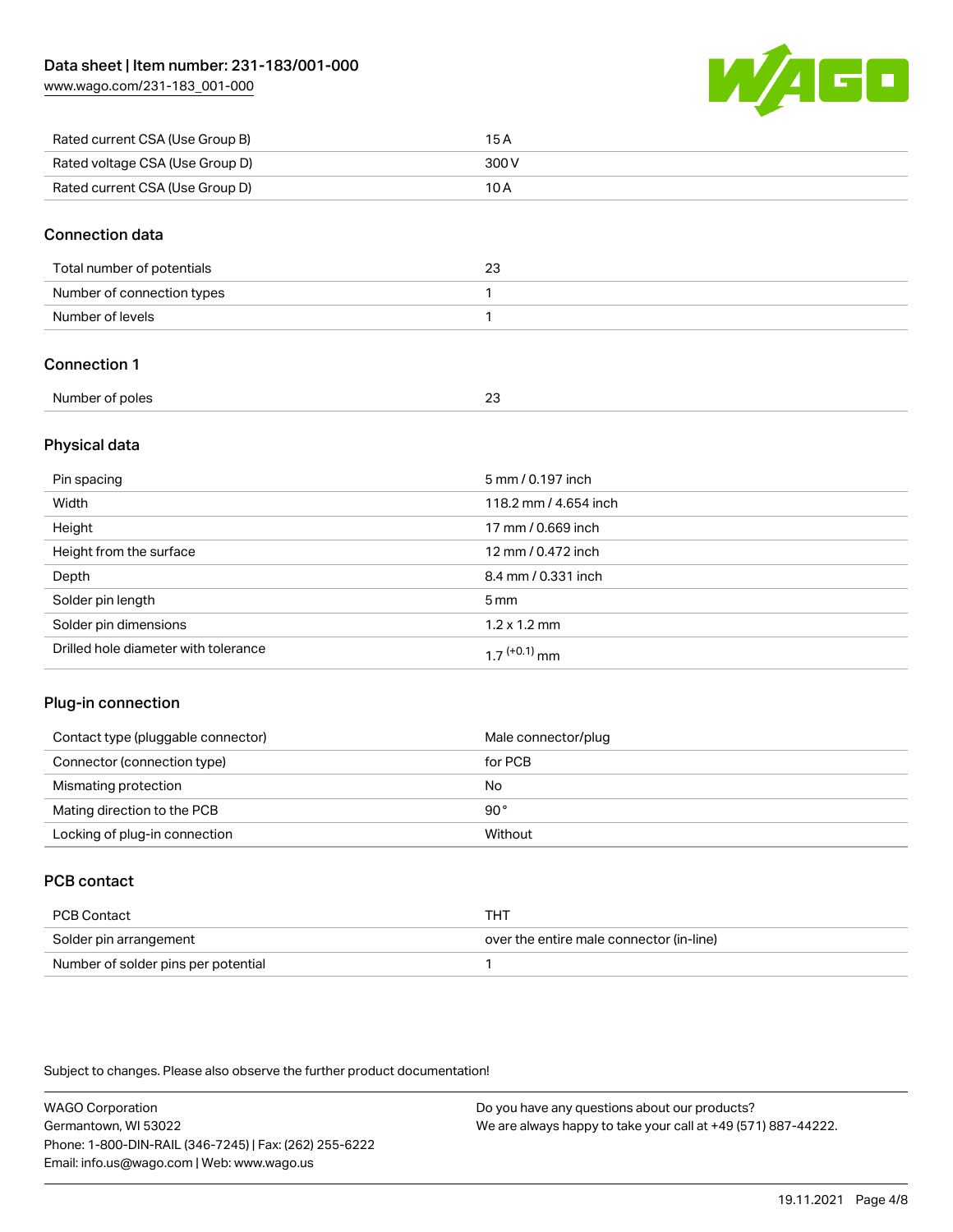| | |
|---|---|
| Rated current CSA (Use Group B) | 15 A |
| Rated voltage CSA (Use Group D) | 300 V |
| Rated current CSA (Use Group D) | 10 A |

## Connection data

| | |
|---|---|
| Total number of potentials | 23 |
| Number of connection types | 1 |
| Number of levels | 1 |

## Connection 1

| | |
|---|---|
| Number of poles | 23 |

## Physical data

| | |
|---|---|
| Pin spacing | 5 mm / 0.197 inch |
| Width | 118.2 mm / 4.654 inch |
| Height | 17 mm / 0.669 inch |
| Height from the surface | 12 mm / 0.472 inch |
| Depth | 8.4 mm / 0.331 inch |
| Solder pin length | 5 mm |
| Solder pin dimensions | 1.2 x 1.2 mm |
| Drilled hole diameter with tolerance | $1.7^{(+0.1)}$ mm |

## Plug-in connection

| | |
|---|---|
| Contact type (pluggable connector) | Male connector/plug |
| Connector (connection type) | for PCB |
| Mismating protection | No |
| Mating direction to the PCB | 90° |
| Locking of plug-in connection | Without |

## PCB contact

| | |
|---|---|
| PCB Contact | THT |
| Solder pin arrangement | over the entire male connector (in-line) |
| Number of solder pins per potential | 1 |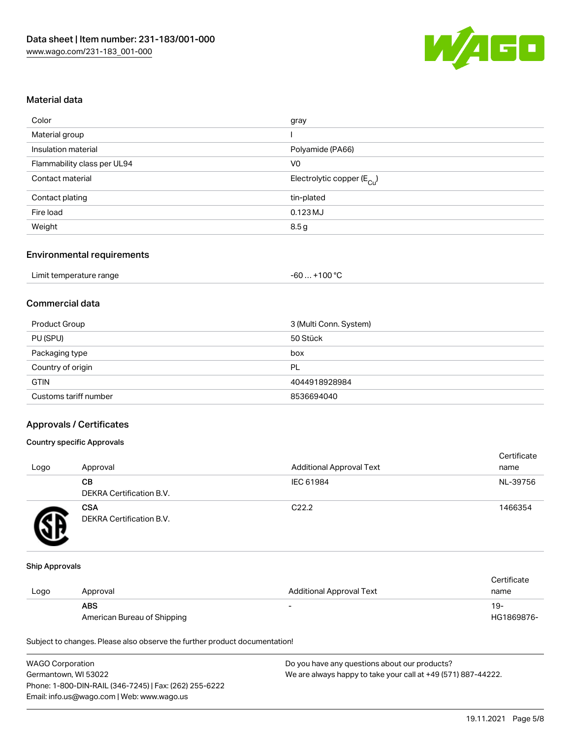## Material data

| | |
|---|---|
| Color | gray |
| Material group | I |
| Insulation material | Polyamide (PA66) |
| Flammability class per UL94 | V0 |
| Contact material | Electrolytic copper ($E_{Cu}$) |
| Contact plating | tin-plated |
| Fire load | 0.123 MJ |
| Weight | 8.5 g |

## Environmental requirements

| | |
|---|---|
| Limit temperature range | -60 … +100 °C |

## Commercial data

| | |
|---|---|
| Product Group | 3 (Multi Conn. System) |
| PU (SPU) | 50 Stück |
| Packaging type | box |
| Country of origin | PL |
| GTIN | 4044918928984 |
| Customs tariff number | 8536694040 |

## Approvals / Certificates

### Country specific Approvals

| Logo | Approval | Additional Approval Text | Certificate name |
|---|---|---|---|
| | **CB** DEKRA Certification B.V. | IEC 61984 | NL-39756 |
| | **CSA** DEKRA Certification B.V. | C22.2 | 1466354 |

### Ship Approvals

| Logo | Approval | Additional Approval Text | Certificate name |
|---|---|---|---|
| | **ABS** American Bureau of Shipping | - | 19-HG1869876- |

Subject to changes. Please also observe the further product documentation!

WAGO Corporation
Germantown, WI 53022
Phone: 1-800-DIN-RAIL (346-7245) | Fax: (262) 255-6222
Email: info.us@wago.com | Web: www.wago.us

Do you have any questions about our products?
We are always happy to take your call at +49 (571) 887-44222.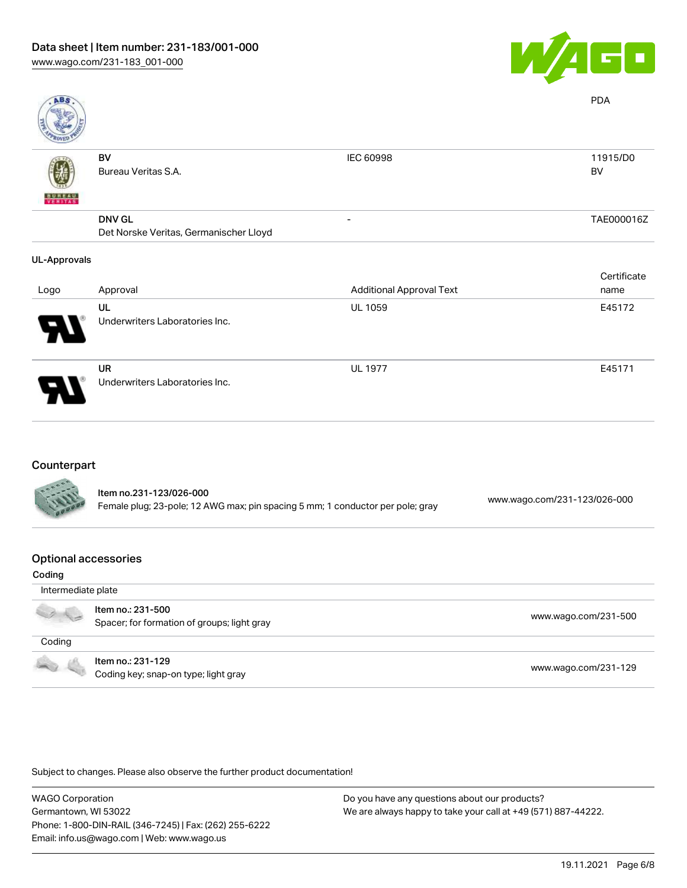| | | | PDA |
|---|---|---|---|
| | | | |
| | BV<br>Bureau Veritas S.A. | IEC 60998 | 11915/D0<br>BV |
| | DNV GL<br>Det Norske Veritas, Germanischer Lloyd | - | TAE000016Z |

**UL-Approvals**

| Logo | Approval | Additional Approval Text | Certificate name |
|---|---|---|---|
| | UL<br>Underwriters Laboratories Inc. | UL 1059 | E45172 |
| | UR<br>Underwriters Laboratories Inc. | UL 1977 | E45171 |

## Counterpart

| | | |
|---|---|---|
| | Item no.231-123/026-000<br>Female plug; 23-pole; 12 AWG max; pin spacing 5 mm; 1 conductor per pole; gray | www.wago.com/231-123/026-000 |

## Optional accessories

**Coding**

| | | |
|---|---|---|
| Intermediate plate | | |
| | Item no.: 231-500<br>Spacer; for formation of groups; light gray | www.wago.com/231-500 |
| Coding | | |
| | Item no.: 231-129<br>Coding key; snap-on type; light gray | www.wago.com/231-129 |

Subject to changes. Please also observe the further product documentation!

WAGO Corporation
Germantown, WI 53022
Phone: 1-800-DIN-RAIL (346-7245) | Fax: (262) 255-6222
Email: info.us@wago.com | Web: www.wago.us

Do you have any questions about our products?
We are always happy to take your call at +49 (571) 887-44222.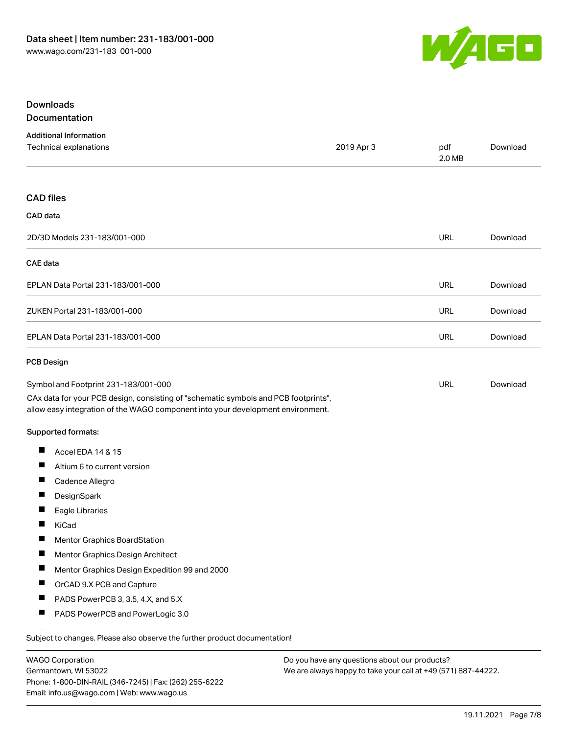## Downloads

### Documentation

**Additional Information**

| | | | |
|---|---|---|---|
| Technical explanations | 2019 Apr 3 | pdf 2.0 MB | Download |

### CAD files

**CAD data**

| | | |
|---|---|---|
| 2D/3D Models 231-183/001-000 | URL | Download |

**CAE data**

| | | |
|---|---|---|
| EPLAN Data Portal 231-183/001-000 | URL | Download |
| ZUKEN Portal 231-183/001-000 | URL | Download |
| EPLAN Data Portal 231-183/001-000 | URL | Download |

**PCB Design**

| | | |
|---|---|---|
| Symbol and Footprint 231-183/001-000 | URL | Download |

CAx data for your PCB design, consisting of "schematic symbols and PCB footprints", allow easy integration of the WAGO component into your development environment.

**Supported formats:**

- Accel EDA 14 & 15
- Altium 6 to current version
- Cadence Allegro
- DesignSpark
- Eagle Libraries
- KiCad
- Mentor Graphics BoardStation
- Mentor Graphics Design Architect
- Mentor Graphics Design Expedition 99 and 2000
- OrCAD 9.X PCB and Capture
- PADS PowerPCB 3, 3.5, 4.X, and 5.X
- PADS PowerPCB and PowerLogic 3.0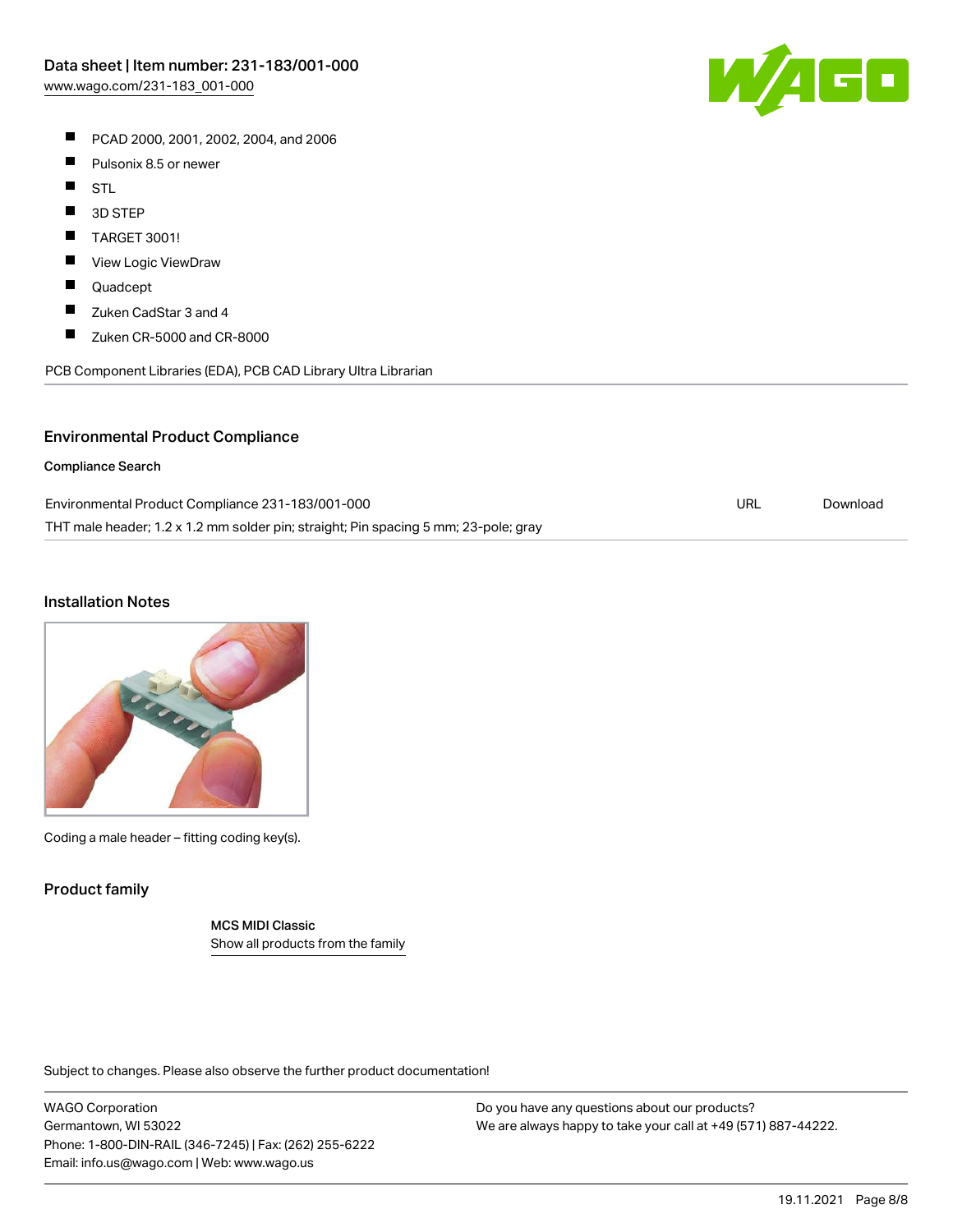- PCAD 2000, 2001, 2002, 2004, and 2006
- Pulsonix 8.5 or newer
- STL
- 3D STEP
- TARGET 3001!
- View Logic ViewDraw
- Quadcept
- Zuken CadStar 3 and 4
- Zuken CR-5000 and CR-8000

PCB Component Libraries (EDA), PCB CAD Library Ultra Librarian

## Environmental Product Compliance

**Compliance Search**

| | | |
|---|---|---|
| Environmental Product Compliance 231-183/001-000<br>THT male header; 1.2 x 1.2 mm solder pin; straight; Pin spacing 5 mm; 23-pole; gray | URL | Download |

## Installation Notes

Coding a male header – fitting coding key(s).

## Product family

**MCS MIDI Classic**
Show all products from the family

Subject to changes. Please also observe the further product documentation!

WAGO Corporation
Germantown, WI 53022
Phone: 1-800-DIN-RAIL (346-7245) | Fax: (262) 255-6222
Email: info.us@wago.com | Web: www.wago.us

Do you have any questions about our products?
We are always happy to take your call at +49 (571) 887-44222.